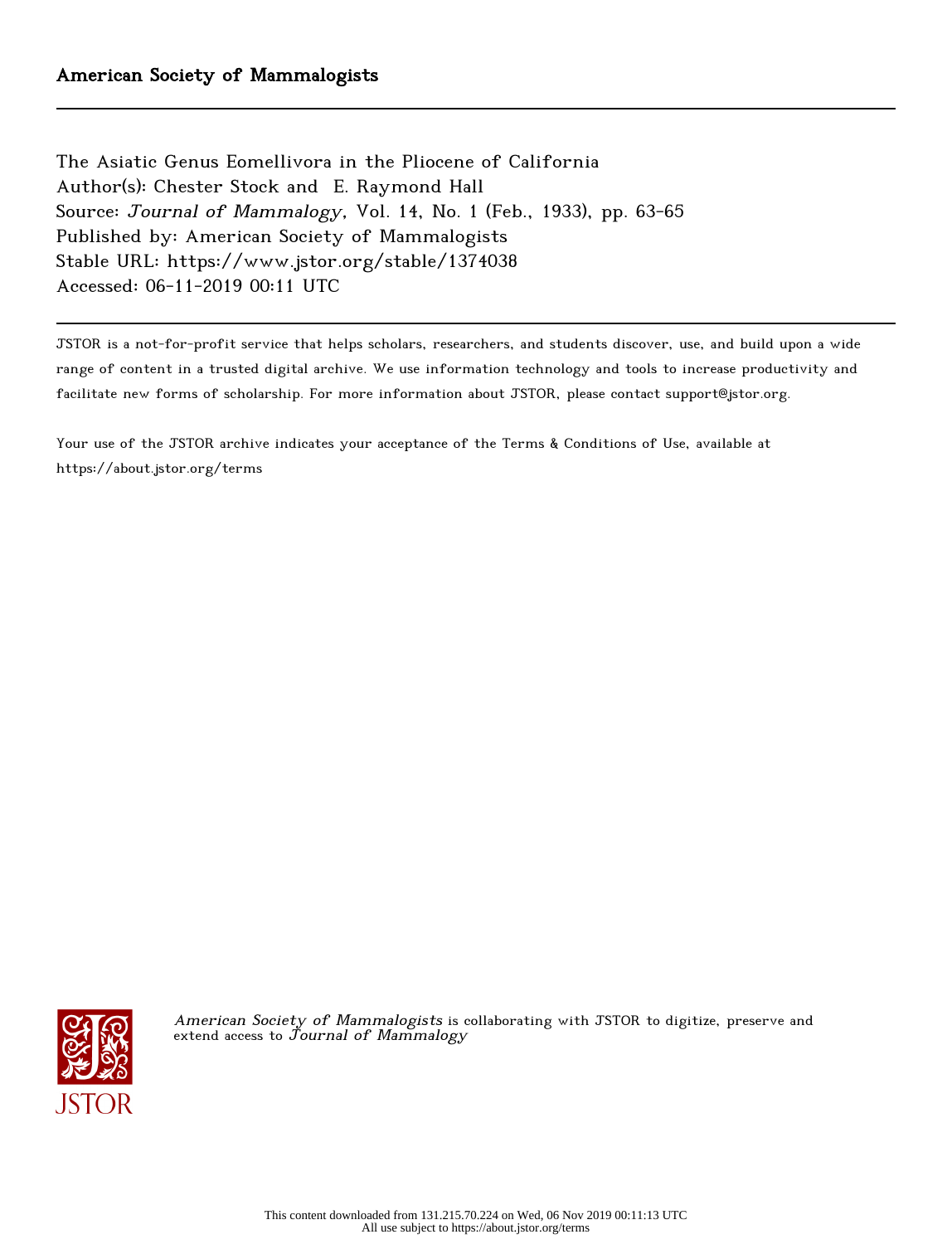American Society of Mammalogists

The Asiatic Genus Eomellivora in the Pliocene of California
Author(s): Chester Stock and E. Raymond Hall
Source: *Journal of Mammalogy*, Vol. 14, No. 1 (Feb., 1933), pp. 63-65
Published by: American Society of Mammalogists
Stable URL: https://www.jstor.org/stable/1374038
Accessed: 06-11-2019 00:11 UTC

JSTOR is a not-for-profit service that helps scholars, researchers, and students discover, use, and build upon a wide range of content in a trusted digital archive. We use information technology and tools to increase productivity and facilitate new forms of scholarship. For more information about JSTOR, please contact support@jstor.org.

Your use of the JSTOR archive indicates your acceptance of the Terms & Conditions of Use, available at https://about.jstor.org/terms

*American Society of Mammalogists* is collaborating with JSTOR to digitize, preserve and extend access to *Journal of Mammalogy*

This content downloaded from 131.215.70.224 on Wed, 06 Nov 2019 00:11:13 UTC
All use subject to https://about.jstor.org/terms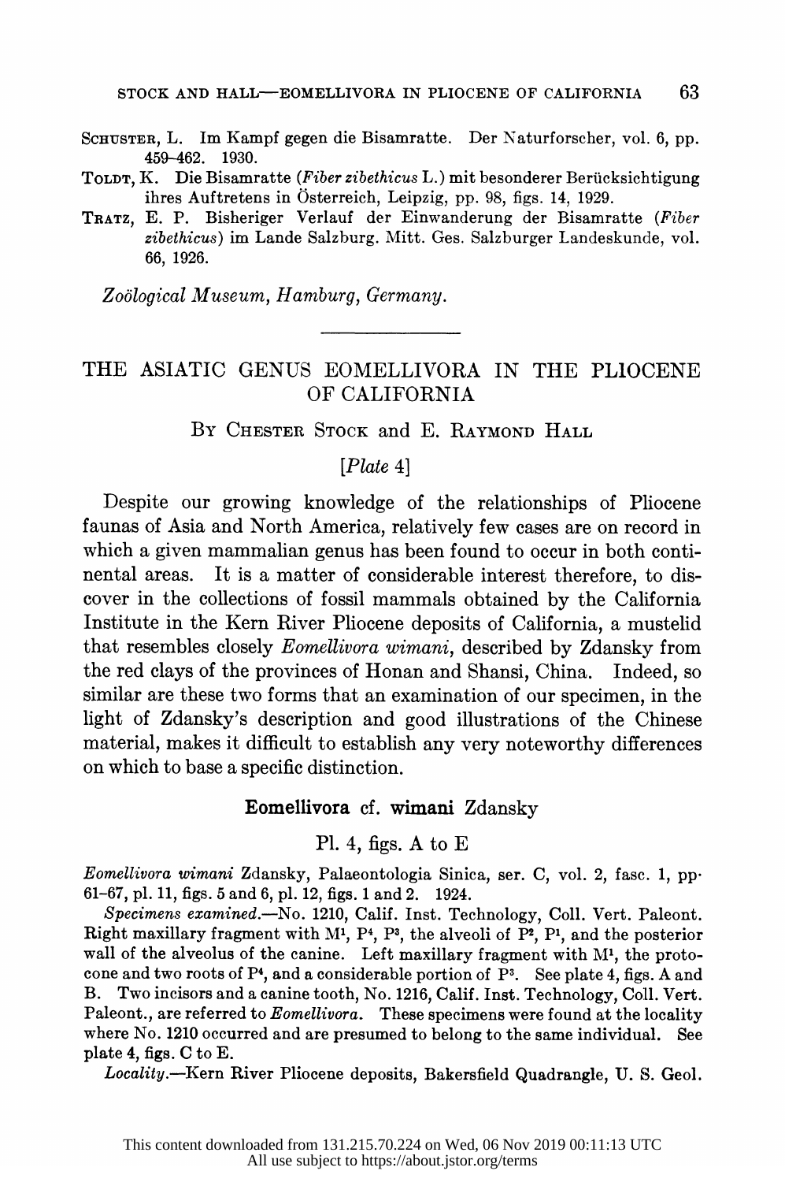SCHUSTER, L. Im Kampf gegen die Bisamratte. Der Naturforscher, vol. 6, pp. 459–462. 1930.

TOLDT, K. Die Bisamratte (*Fiber zibethicus* L.) mit besonderer Berücksichtigung ihres Auftretens in Österreich, Leipzig, pp. 98, figs. 14, 1929.

TRATZ, E. P. Bisheriger Verlauf der Einwanderung der Bisamratte (*Fiber zibethicus*) im Lande Salzburg. Mitt. Ges. Salzburger Landeskunde, vol. 66, 1926.

*Zoölogical Museum, Hamburg, Germany.*

---

# THE ASIATIC GENUS EOMELLIVORA IN THE PLIOCENE OF CALIFORNIA

By CHESTER STOCK and E. RAYMOND HALL

[*Plate* 4]

Despite our growing knowledge of the relationships of Pliocene faunas of Asia and North America, relatively few cases are on record in which a given mammalian genus has been found to occur in both continental areas. It is a matter of considerable interest therefore, to discover in the collections of fossil mammals obtained by the California Institute in the Kern River Pliocene deposits of California, a mustelid that resembles closely *Eomellivora wimani*, described by Zdansky from the red clays of the provinces of Honan and Shansi, China. Indeed, so similar are these two forms that an examination of our specimen, in the light of Zdansky's description and good illustrations of the Chinese material, makes it difficult to establish any very noteworthy differences on which to base a specific distinction.

## **Eomellivora** cf. **wimani** Zdansky

Pl. 4, figs. A to E

*Eomellivora wimani* Zdansky, Palaeontologia Sinica, ser. C, vol. 2, fasc. 1, pp. 61–67, pl. 11, figs. 5 and 6, pl. 12, figs. 1 and 2. 1924.

*Specimens examined.*—No. 1210, Calif. Inst. Technology, Coll. Vert. Paleont. Right maxillary fragment with $M^1$, $P^4$, $P^3$, the alveoli of $P^2$, $P^1$, and the posterior wall of the alveolus of the canine. Left maxillary fragment with $M^1$, the protocone and two roots of $P^4$, and a considerable portion of $P^3$. See plate 4, figs. A and B. Two incisors and a canine tooth, No. 1216, Calif. Inst. Technology, Coll. Vert. Paleont., are referred to *Eomellivora*. These specimens were found at the locality where No. 1210 occurred and are presumed to belong to the same individual. See plate 4, figs. C to E.

*Locality.*—Kern River Pliocene deposits, Bakersfield Quadrangle, U. S. Geol.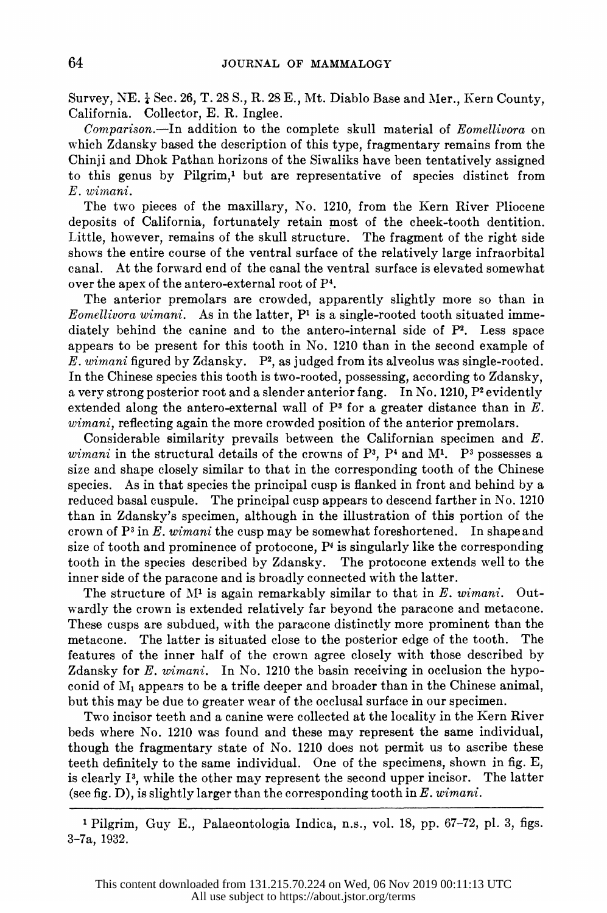Survey, NE. ¼ Sec. 26, T. 28 S., R. 28 E., Mt. Diablo Base and Mer., Kern County, California. Collector, E. R. Inglee.

*Comparison.*—In addition to the complete skull material of *Eomellivora* on which Zdansky based the description of this type, fragmentary remains from the Chinji and Dhok Pathan horizons of the Siwaliks have been tentatively assigned to this genus by Pilgrim,[1] but are representative of species distinct from *E. wimani*.

The two pieces of the maxillary, No. 1210, from the Kern River Pliocene deposits of California, fortunately retain most of the cheek-tooth dentition. Little, however, remains of the skull structure. The fragment of the right side shows the entire course of the ventral surface of the relatively large infraorbital canal. At the forward end of the canal the ventral surface is elevated somewhat over the apex of the antero-external root of $P^4$.

The anterior premolars are crowded, apparently slightly more so than in *Eomellivora wimani*. As in the latter, $P^1$ is a single-rooted tooth situated immediately behind the canine and to the antero-internal side of $P^2$. Less space appears to be present for this tooth in No. 1210 than in the second example of *E. wimani* figured by Zdansky. $P^2$, as judged from its alveolus was single-rooted. In the Chinese species this tooth is two-rooted, possessing, according to Zdansky, a very strong posterior root and a slender anterior fang. In No. 1210, $P^2$ evidently extended along the antero-external wall of $P^3$ for a greater distance than in *E. wimani*, reflecting again the more crowded position of the anterior premolars.

Considerable similarity prevails between the Californian specimen and *E. wimani* in the structural details of the crowns of $P^3$, $P^4$ and $M^1$. $P^3$ possesses a size and shape closely similar to that in the corresponding tooth of the Chinese species. As in that species the principal cusp is flanked in front and behind by a reduced basal cuspule. The principal cusp appears to descend farther in No. 1210 than in Zdansky's specimen, although in the illustration of this portion of the crown of $P^3$ in *E. wimani* the cusp may be somewhat foreshortened. In shape and size of tooth and prominence of protocone, $P^4$ is singularly like the corresponding tooth in the species described by Zdansky. The protocone extends well to the inner side of the paracone and is broadly connected with the latter.

The structure of $M^1$ is again remarkably similar to that in *E. wimani*. Outwardly the crown is extended relatively far beyond the paracone and metacone. These cusps are subdued, with the paracone distinctly more prominent than the metacone. The latter is situated close to the posterior edge of the tooth. The features of the inner half of the crown agree closely with those described by Zdansky for *E. wimani*. In No. 1210 the basin receiving in occlusion the hypoconid of $M_1$ appears to be a trifle deeper and broader than in the Chinese animal, but this may be due to greater wear of the occlusal surface in our specimen.

Two incisor teeth and a canine were collected at the locality in the Kern River beds where No. 1210 was found and these may represent the same individual, though the fragmentary state of No. 1210 does not permit us to ascribe these teeth definitely to the same individual. One of the specimens, shown in fig. E, is clearly $I^3$, while the other may represent the second upper incisor. The latter (see fig. D), is slightly larger than the corresponding tooth in *E. wimani*.

---

[1] Pilgrim, Guy E., Palaeontologia Indica, n.s., vol. 18, pp. 67–72, pl. 3, figs. 3–7a, 1932.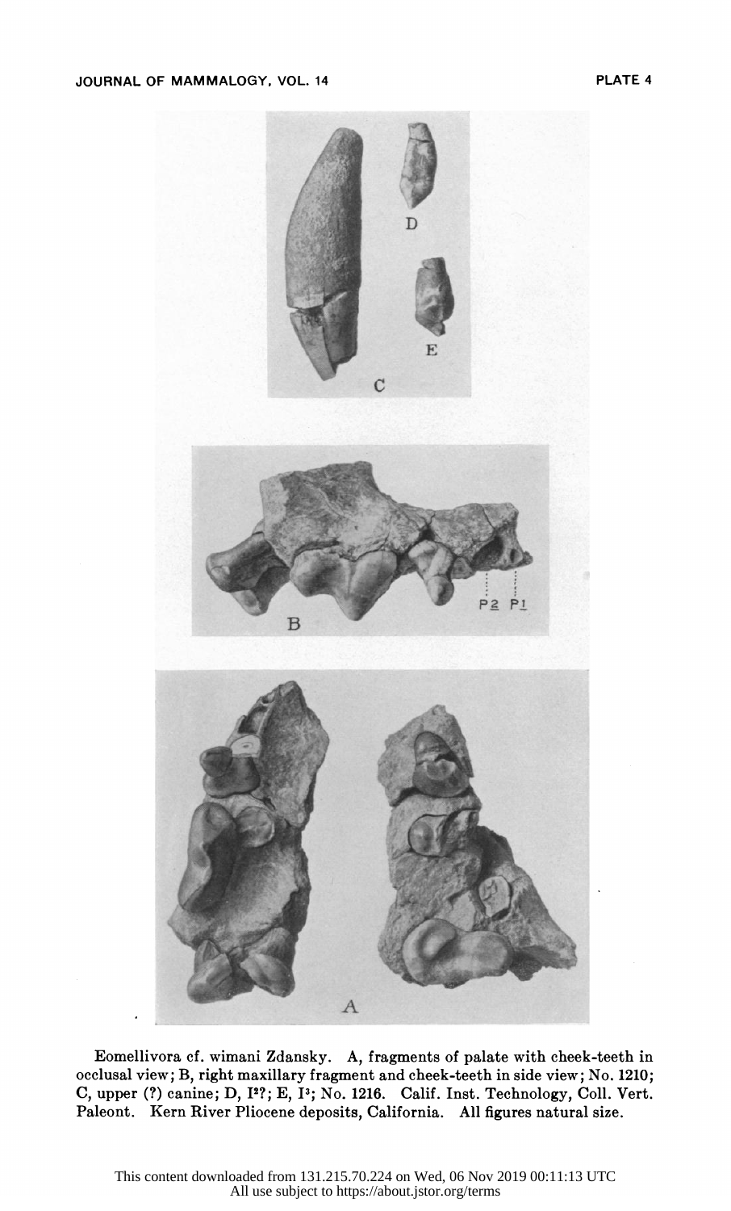Eomellivora cf. wimani Zdansky. A, fragments of palate with cheek-teeth in occlusal view; B, right maxillary fragment and cheek-teeth in side view; No. 1210; C, upper (?) canine; D, $I^2$?; E, $I^3$; No. 1216. Calif. Inst. Technology, Coll. Vert. Paleont. Kern River Pliocene deposits, California. All figures natural size.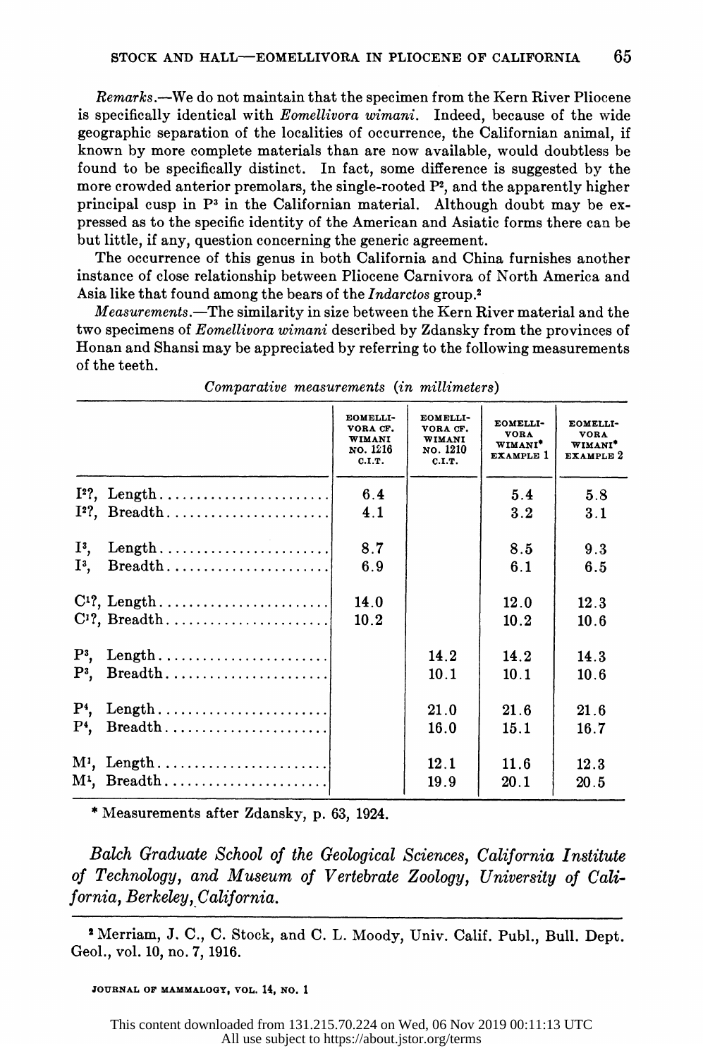*Remarks*.—We do not maintain that the specimen from the Kern River Pliocene is specifically identical with *Eomellivora wimani*. Indeed, because of the wide geographic separation of the localities of occurrence, the Californian animal, if known by more complete materials than are now available, would doubtless be found to be specifically distinct. In fact, some difference is suggested by the more crowded anterior premolars, the single-rooted $P^2$, and the apparently higher principal cusp in $P^3$ in the Californian material. Although doubt may be expressed as to the specific identity of the American and Asiatic forms there can be but little, if any, question concerning the generic agreement.

The occurrence of this genus in both California and China furnishes another instance of close relationship between Pliocene Carnivora of North America and Asia like that found among the bears of the *Indarctos* group.[2]

*Measurements*.—The similarity in size between the Kern River material and the two specimens of *Eomellivora wimani* described by Zdansky from the provinces of Honan and Shansi may be appreciated by referring to the following measurements of the teeth.

*Comparative measurements (in millimeters)*

| | EOMELLIVORA CF. WIMANI NO. 1216 C.I.T. | EOMELLIVORA CF. WIMANI NO. 1210 C.I.T. | EOMELLIVORA WIMANI* EXAMPLE 1 | EOMELLIVORA WIMANI* EXAMPLE 2 |
|---|---|---|---|---|
| $I^2$?, Length | 6.4 | | 5.4 | 5.8 |
| $I^2$?, Breadth | 4.1 | | 3.2 | 3.1 |
| $I^3$, Length | 8.7 | | 8.5 | 9.3 |
| $I^3$, Breadth | 6.9 | | 6.1 | 6.5 |
| $C^1$?, Length | 14.0 | | 12.0 | 12.3 |
| $C^1$?, Breadth | 10.2 | | 10.2 | 10.6 |
| $P^3$, Length | | 14.2 | 14.2 | 14.3 |
| $P^3$, Breadth | | 10.1 | 10.1 | 10.6 |
| $P^4$, Length | | 21.0 | 21.6 | 21.6 |
| $P^4$, Breadth | | 16.0 | 15.1 | 16.7 |
| $M^1$, Length | | 12.1 | 11.6 | 12.3 |
| $M^1$, Breadth | | 19.9 | 20.1 | 20.5 |

\* Measurements after Zdansky, p. 63, 1924.

*Balch Graduate School of the Geological Sciences, California Institute of Technology, and Museum of Vertebrate Zoology, University of California, Berkeley, California.*

[2] Merriam, J. C., C. Stock, and C. L. Moody, Univ. Calif. Publ., Bull. Dept. Geol., vol. 10, no. 7, 1916.